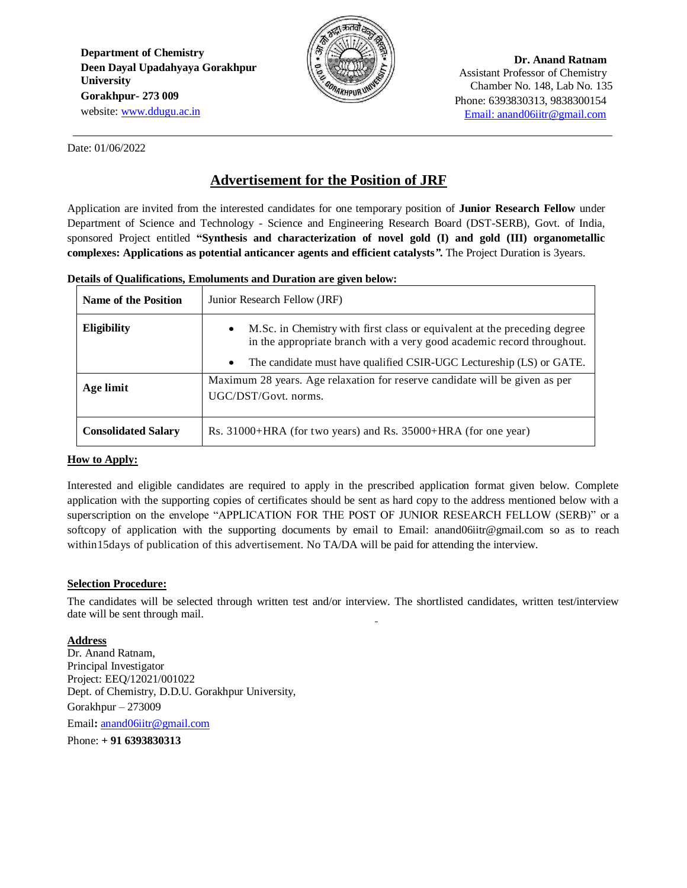**Department of Chemistry**
**Deen Dayal Upadahyaya Gorakhpur University**
**Gorakhpur- 273 009**
website: www.ddugu.ac.in

**Dr. Anand Ratnam**
Assistant Professor of Chemistry
Chamber No. 148, Lab No. 135
Phone: 6393830313, 9838300154
Email: anand06iitr@gmail.com

---

Date: 01/06/2022

# Advertisement for the Position of JRF

Application are invited from the interested candidates for one temporary position of **Junior Research Fellow** under Department of Science and Technology - Science and Engineering Research Board (DST-SERB), Govt. of India, sponsored Project entitled **"Synthesis and characterization of novel gold (I) and gold (III) organometallic complexes: Applications as potential anticancer agents and efficient catalysts".** The Project Duration is 3years.

**Details of Qualifications, Emoluments and Duration are given below:**

| **Name of the Position** | Junior Research Fellow (JRF) |
|---|---|
| **Eligibility** | • M.Sc. in Chemistry with first class or equivalent at the preceding degree in the appropriate branch with a very good academic record throughout.<br>• The candidate must have qualified CSIR-UGC Lectureship (LS) or GATE. |
| **Age limit** | Maximum 28 years. Age relaxation for reserve candidate will be given as per UGC/DST/Govt. norms. |
| **Consolidated Salary** | Rs. 31000+HRA (for two years) and Rs. 35000+HRA (for one year) |

**How to Apply:**

Interested and eligible candidates are required to apply in the prescribed application format given below. Complete application with the supporting copies of certificates should be sent as hard copy to the address mentioned below with a superscription on the envelope "APPLICATION FOR THE POST OF JUNIOR RESEARCH FELLOW (SERB)" or a softcopy of application with the supporting documents by email to Email: anand06iitr@gmail.com so as to reach within15days of publication of this advertisement. No TA/DA will be paid for attending the interview.

**Selection Procedure:**

The candidates will be selected through written test and/or interview. The shortlisted candidates, written test/interview date will be sent through mail.

**Address**
Dr. Anand Ratnam,
Principal Investigator
Project: EEQ/12021/001022
Dept. of Chemistry, D.D.U. Gorakhpur University,
Gorakhpur – 273009
Email**:** anand06iitr@gmail.com
Phone: **+ 91 6393830313**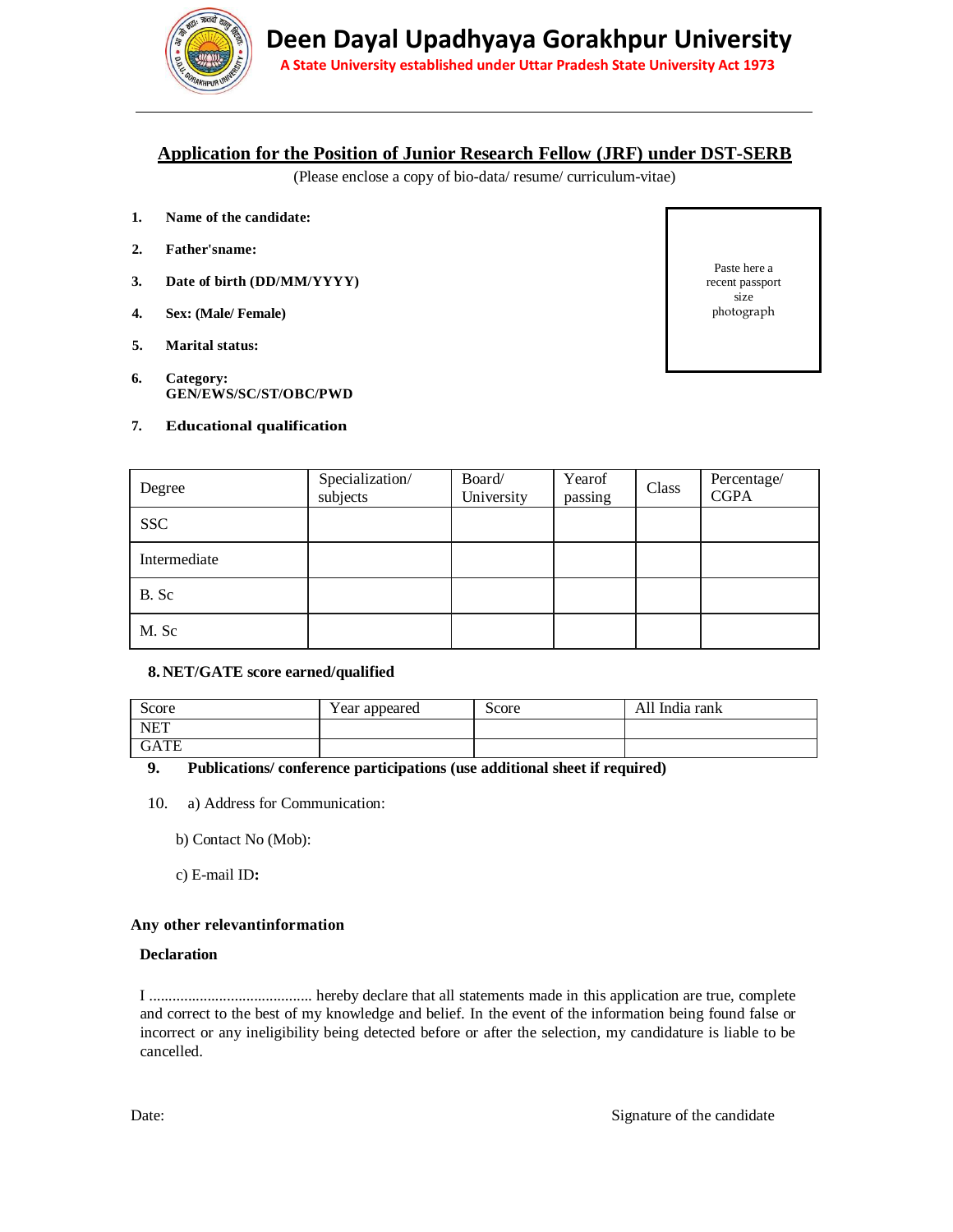# Deen Dayal Upadhyaya Gorakhpur University

A State University established under Uttar Pradesh State University Act 1973

## Application for the Position of Junior Research Fellow (JRF) under DST-SERB

(Please enclose a copy of bio-data/ resume/ curriculum-vitae)

Paste here a recent passport size photograph

1. **Name of the candidate:**
2. **Father'sname:**
3. **Date of birth (DD/MM/YYYY)**
4. **Sex: (Male/ Female)**
5. **Marital status:**
6. **Category: GEN/EWS/SC/ST/OBC/PWD**
7. **Educational qualification**

| Degree | Specialization/ subjects | Board/ University | Yearof passing | Class | Percentage/ CGPA |
|---|---|---|---|---|---|
| SSC | | | | | |
| Intermediate | | | | | |
| B. Sc | | | | | |
| M. Sc | | | | | |

8. **NET/GATE score earned/qualified**

| Score | Year appeared | Score | All India rank |
|---|---|---|---|
| NET | | | |
| GATE | | | |

9. **Publications/ conference participations (use additional sheet if required)**

10. a) Address for Communication:

    b) Contact No (Mob):

    c) E-mail ID**:**

**Any other relevantinformation**

**Declaration**

I ......................................... hereby declare that all statements made in this application are true, complete and correct to the best of my knowledge and belief. In the event of the information being found false or incorrect or any ineligibility being detected before or after the selection, my candidature is liable to be cancelled.

Date: Signature of the candidate